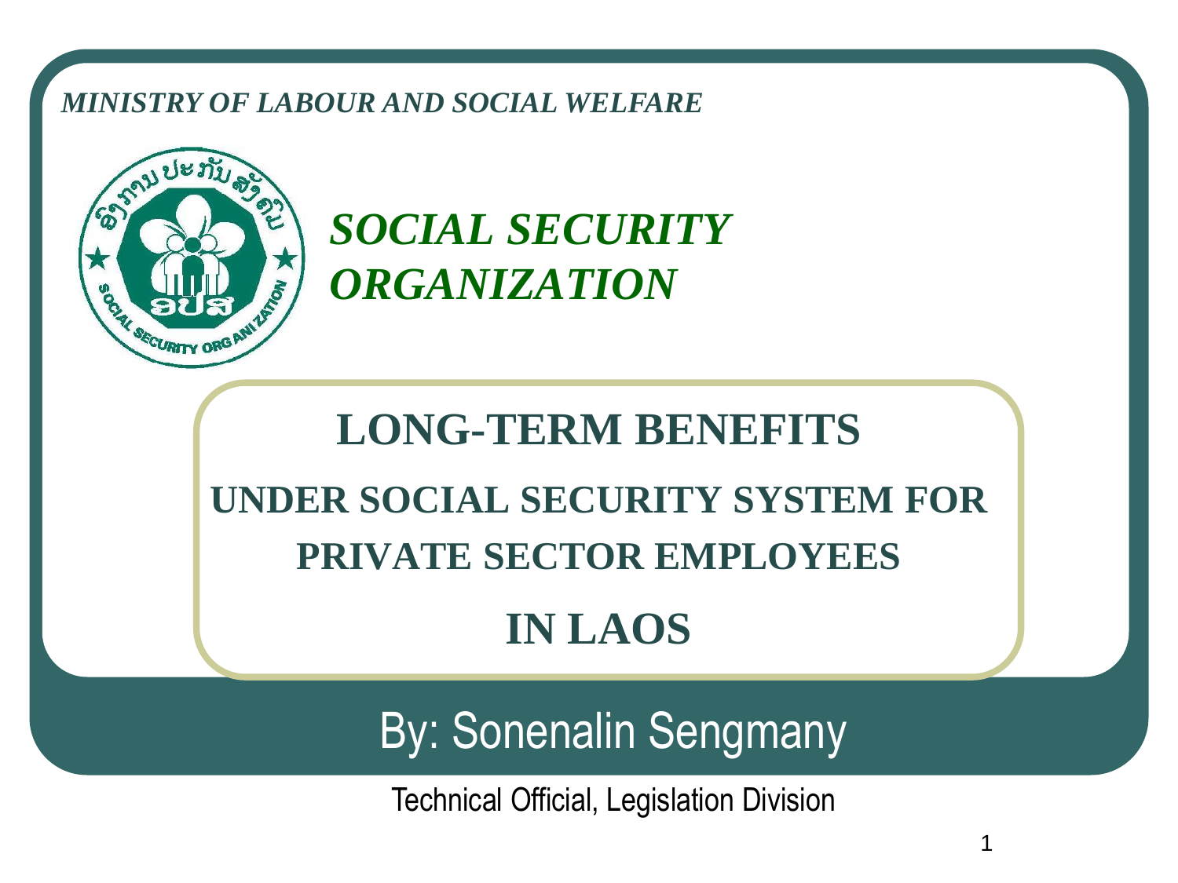*MINISTRY OF LABOUR AND SOCIAL WELFARE*

## *SOCIAL SECURITY ORGANIZATION*

# LONG-TERM BENEFITS

## UNDER SOCIAL SECURITY SYSTEM FOR PRIVATE SECTOR EMPLOYEES

## IN LAOS

By: Sonenalin Sengmany

Technical Official, Legislation Division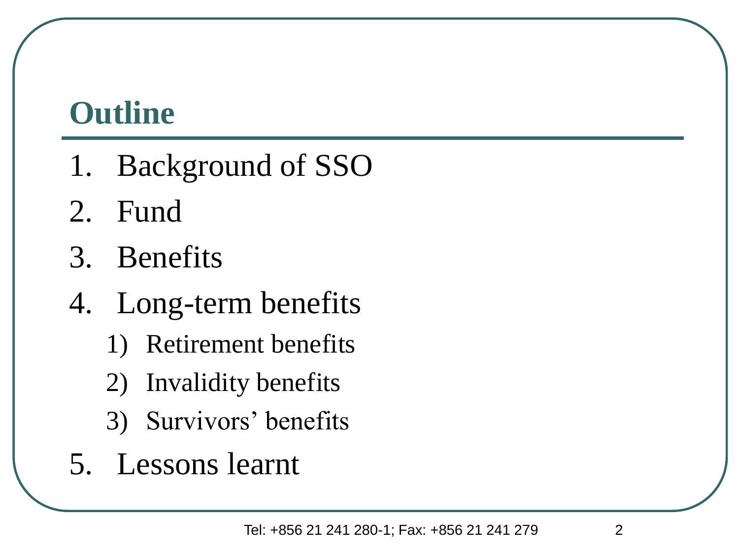## Outline

1. Background of SSO
2. Fund
3. Benefits
4. Long-term benefits
    1) Retirement benefits
    2) Invalidity benefits
    3) Survivors' benefits
5. Lessons learnt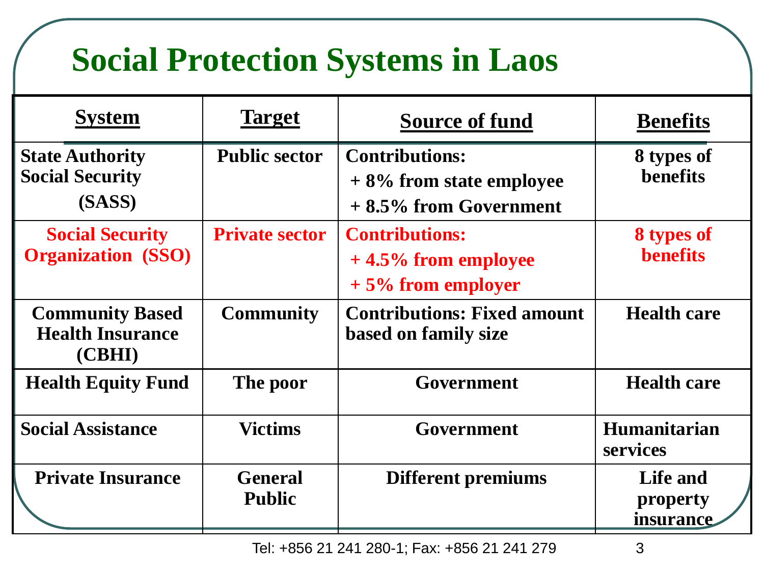# Social Protection Systems in Laos

| System | Target | Source of fund | Benefits |
|---|---|---|---|
| State Authority Social Security (SASS) | Public sector | Contributions: + 8% from state employee + 8.5% from Government | 8 types of benefits |
| Social Security Organization (SSO) | Private sector | Contributions: + 4.5% from employee + 5% from employer | 8 types of benefits |
| Community Based Health Insurance (CBHI) | Community | Contributions: Fixed amount based on family size | Health care |
| Health Equity Fund | The poor | Government | Health care |
| Social Assistance | Victims | Government | Humanitarian services |
| Private Insurance | General Public | Different premiums | Life and property insurance |

Tel: +856 21 241 280-1; Fax: +856 21 241 279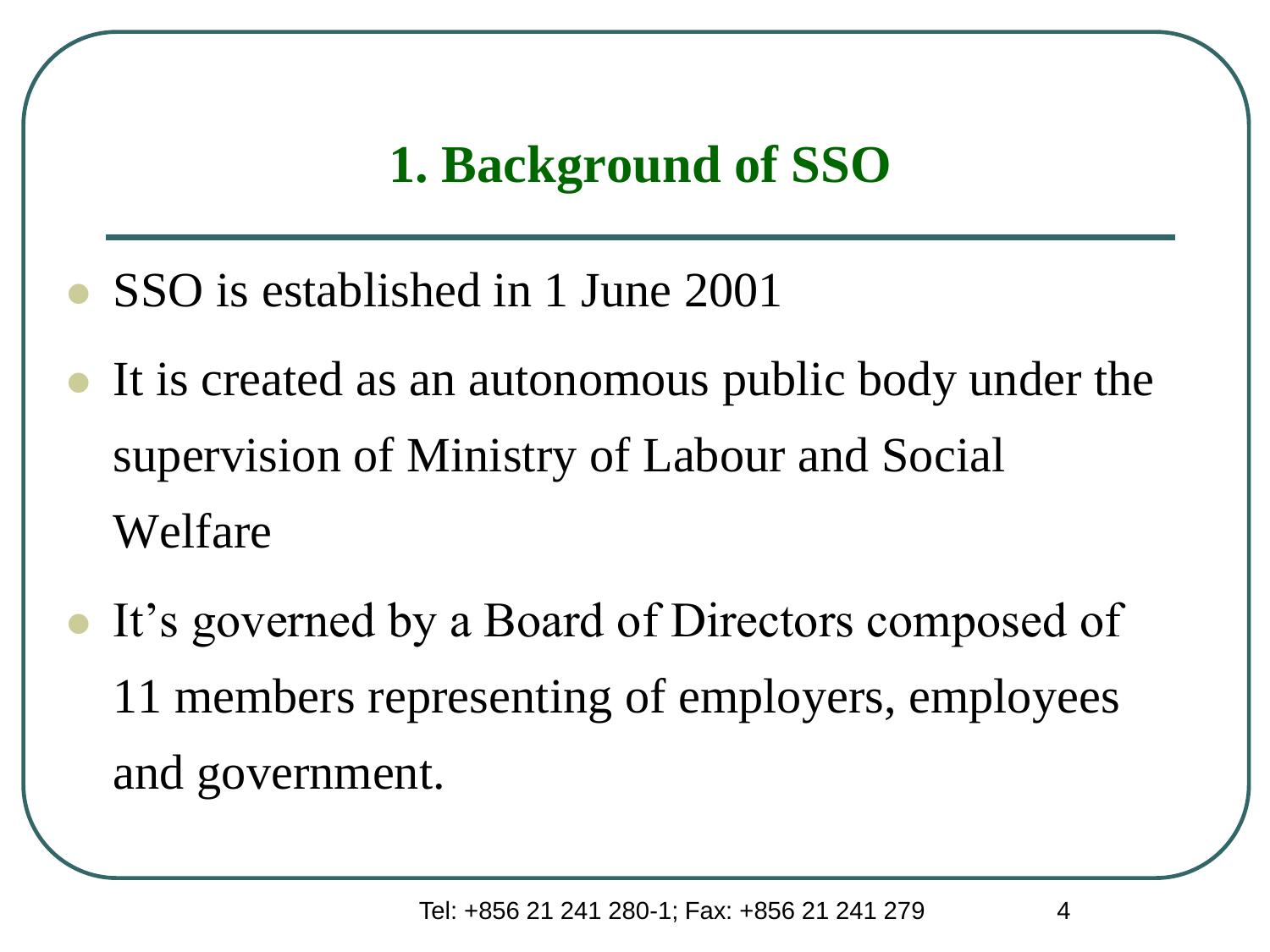# 1. Background of SSO

- SSO is established in 1 June 2001
- It is created as an autonomous public body under the supervision of Ministry of Labour and Social Welfare
- It's governed by a Board of Directors composed of 11 members representing of employers, employees and government.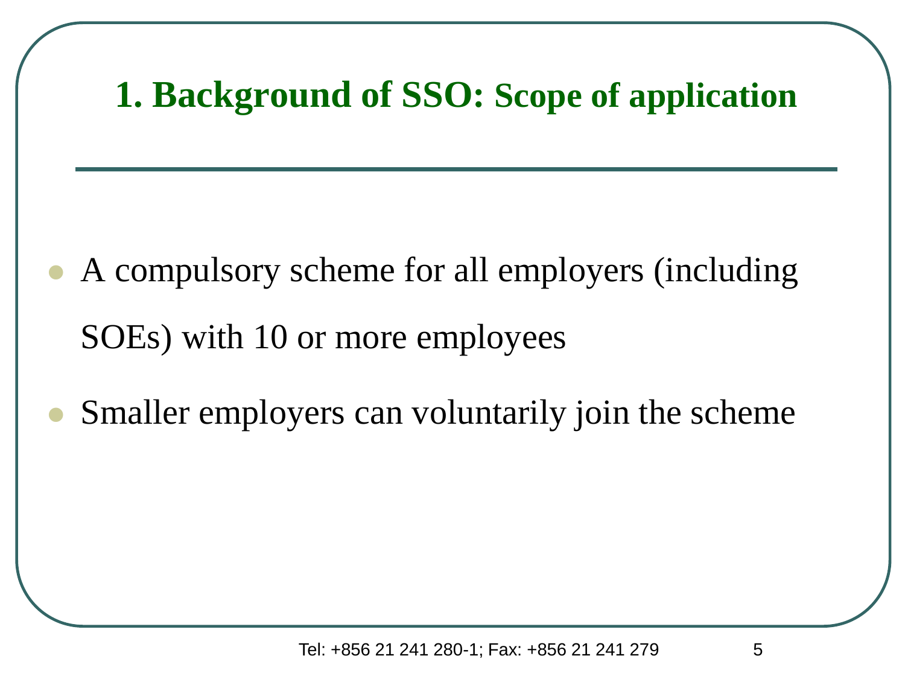# 1. Background of SSO: Scope of application

- A compulsory scheme for all employers (including SOEs) with 10 or more employees
- Smaller employers can voluntarily join the scheme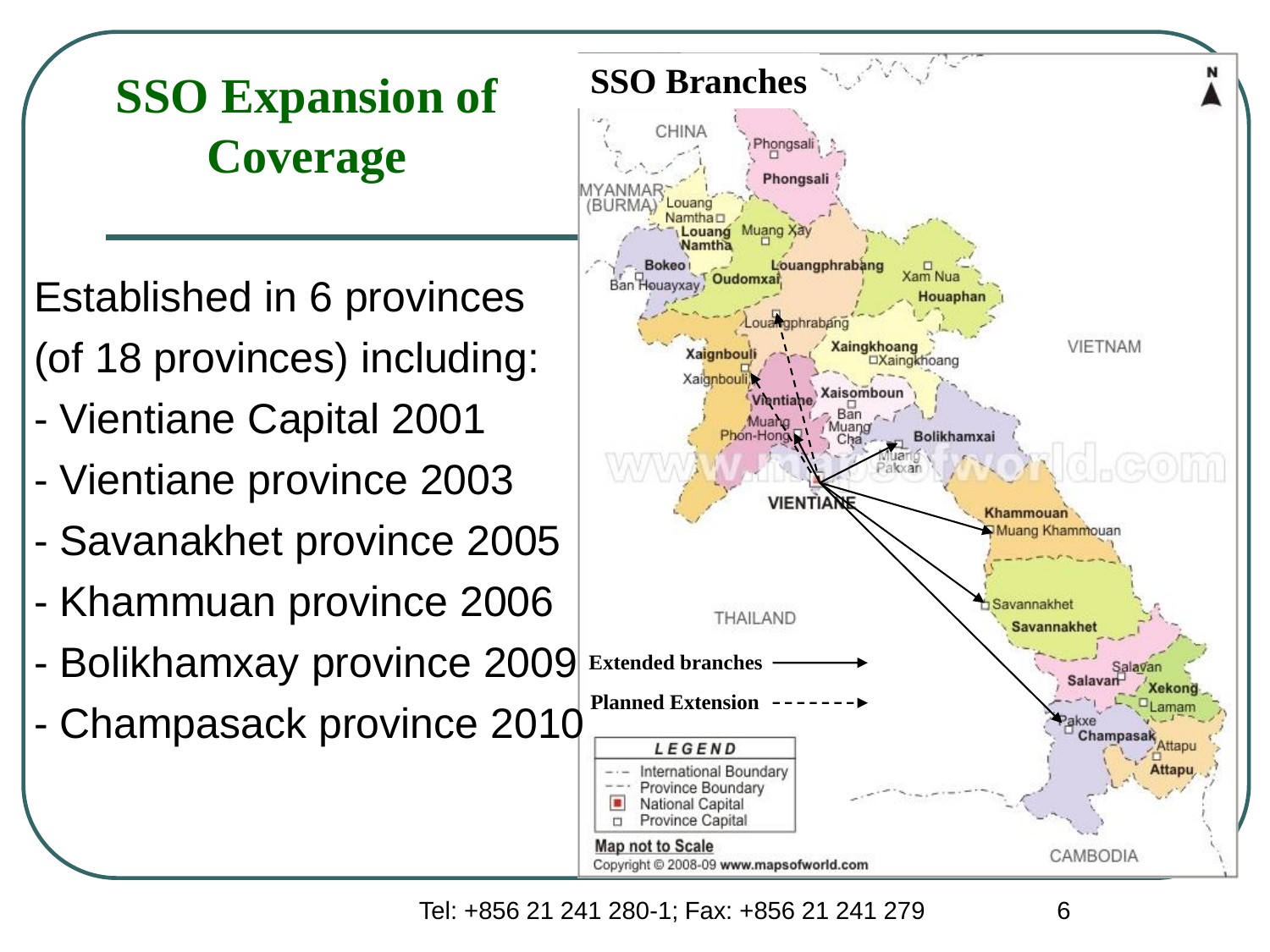# SSO Expansion of Coverage

Established in 6 provinces (of 18 provinces) including:

- Vientiane Capital 2001
- Vientiane province 2003
- Savanakhet province 2005
- Khammuan province 2006
- Bolikhamxay province 2009
- Champasack province 2010

## SSO Branches

Extended branches ⟶

Planned Extension - - - - - - ->

Tel: +856 21 241 280-1; Fax: +856 21 241 279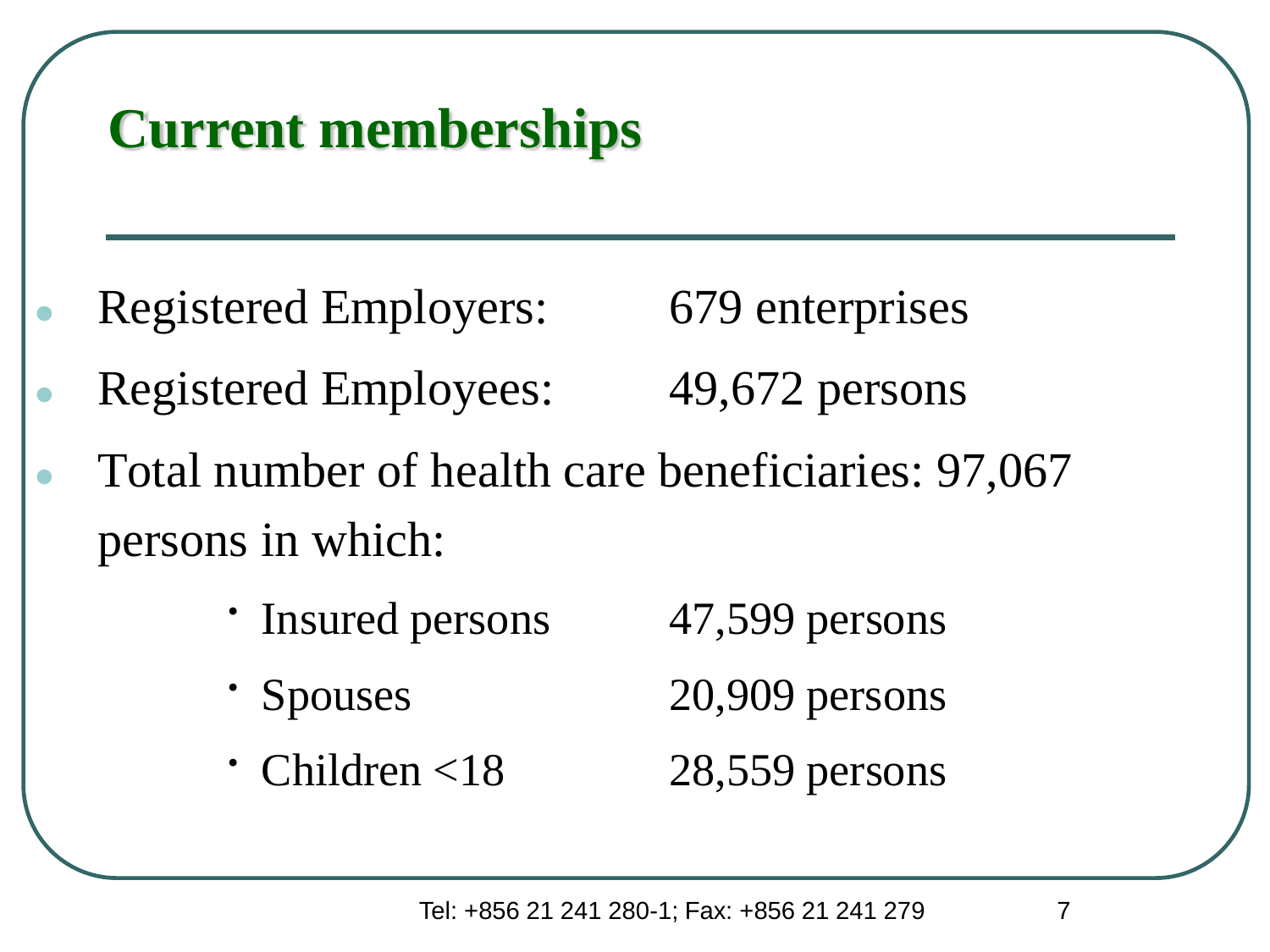# Current memberships

- Registered Employers: 679 enterprises
- Registered Employees: 49,672 persons
- Total number of health care beneficiaries: 97,067 persons in which:
  - Insured persons 47,599 persons
  - Spouses 20,909 persons
  - Children <18 28,559 persons

Tel: +856 21 241 280-1; Fax: +856 21 241 279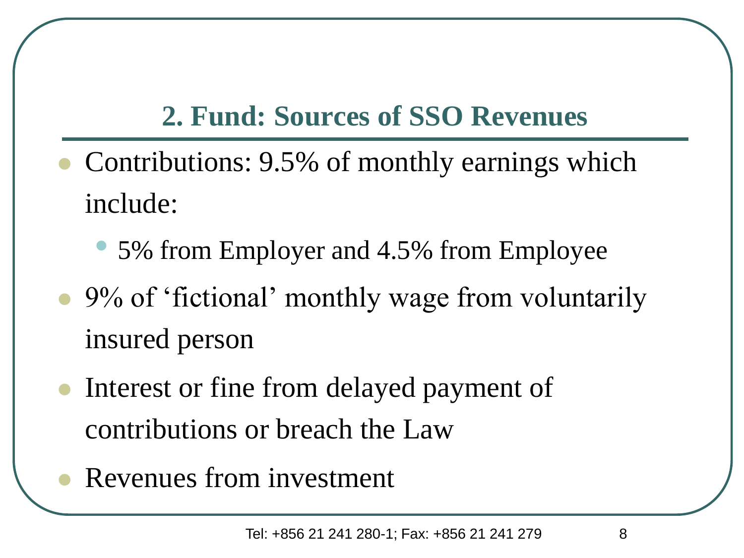## 2. Fund: Sources of SSO Revenues

- Contributions: 9.5% of monthly earnings which include:
  - 5% from Employer and 4.5% from Employee
- 9% of 'fictional' monthly wage from voluntarily insured person
- Interest or fine from delayed payment of contributions or breach the Law
- Revenues from investment

Tel: +856 21 241 280-1; Fax: +856 21 241 279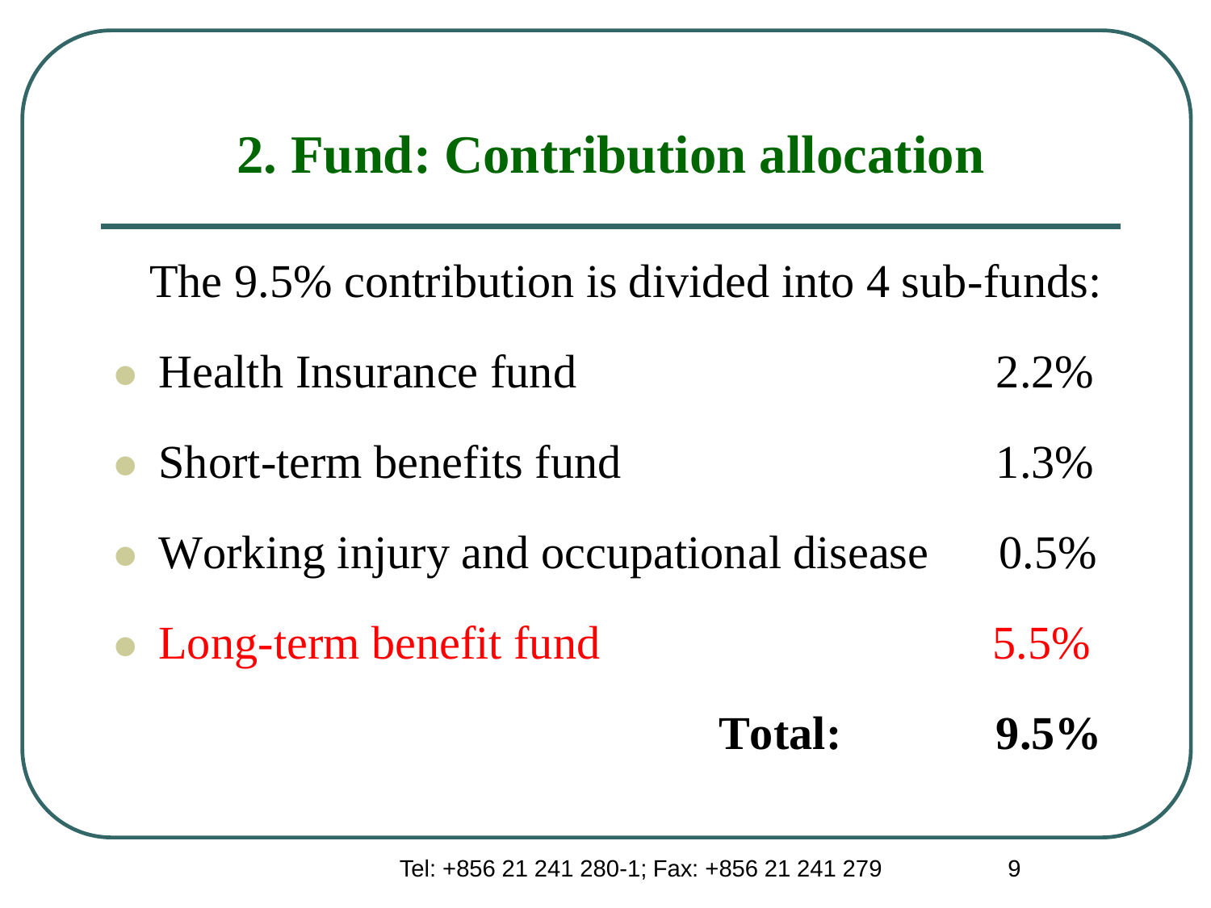## 2. Fund: Contribution allocation

The 9.5% contribution is divided into 4 sub-funds:

| Sub-fund | Percentage |
|---|---|
| Health Insurance fund | 2.2% |
| Short-term benefits fund | 1.3% |
| Working injury and occupational disease | 0.5% |
| Long-term benefit fund | 5.5% |
| **Total:** | **9.5%** |

Tel: +856 21 241 280-1; Fax: +856 21 241 279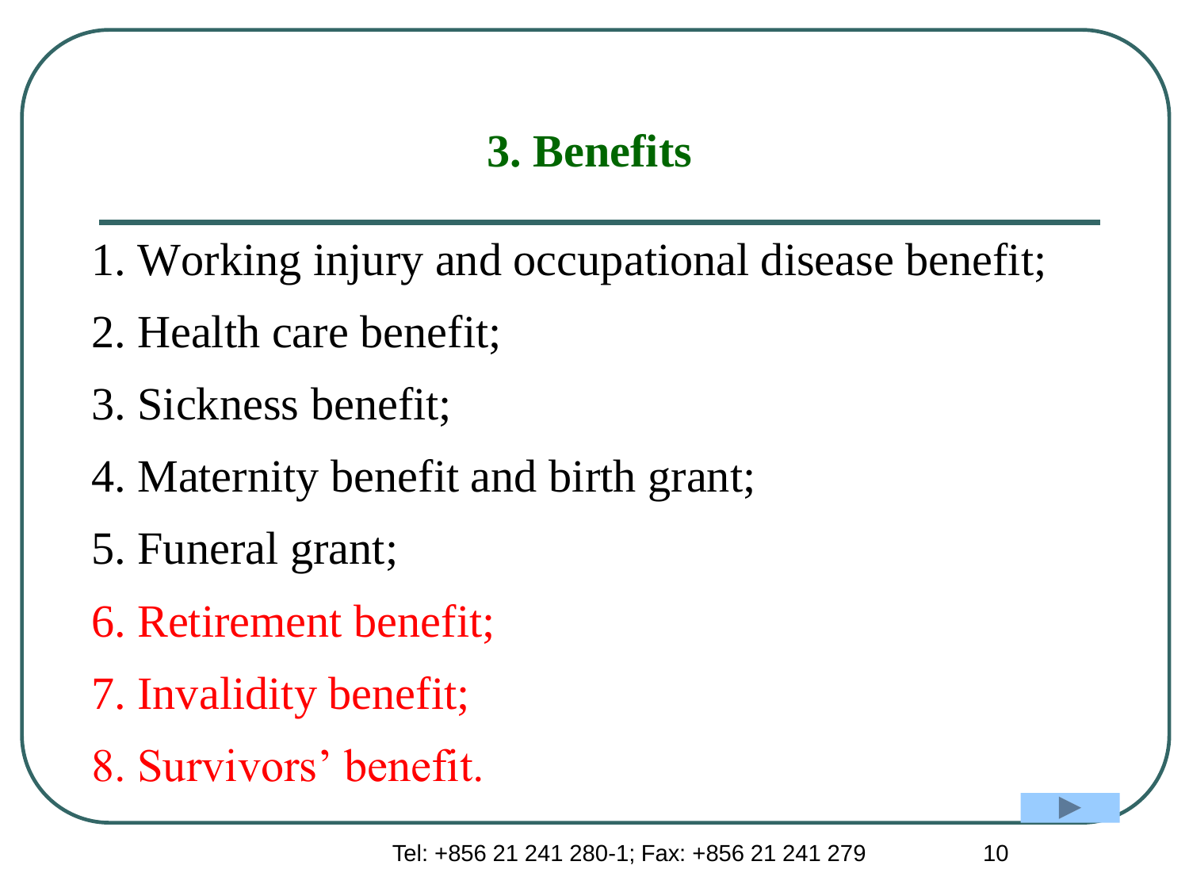## 3. Benefits

1. Working injury and occupational disease benefit;
2. Health care benefit;
3. Sickness benefit;
4. Maternity benefit and birth grant;
5. Funeral grant;
6. Retirement benefit;
7. Invalidity benefit;
8. Survivors' benefit.

Tel: +856 21 241 280-1; Fax: +856 21 241 279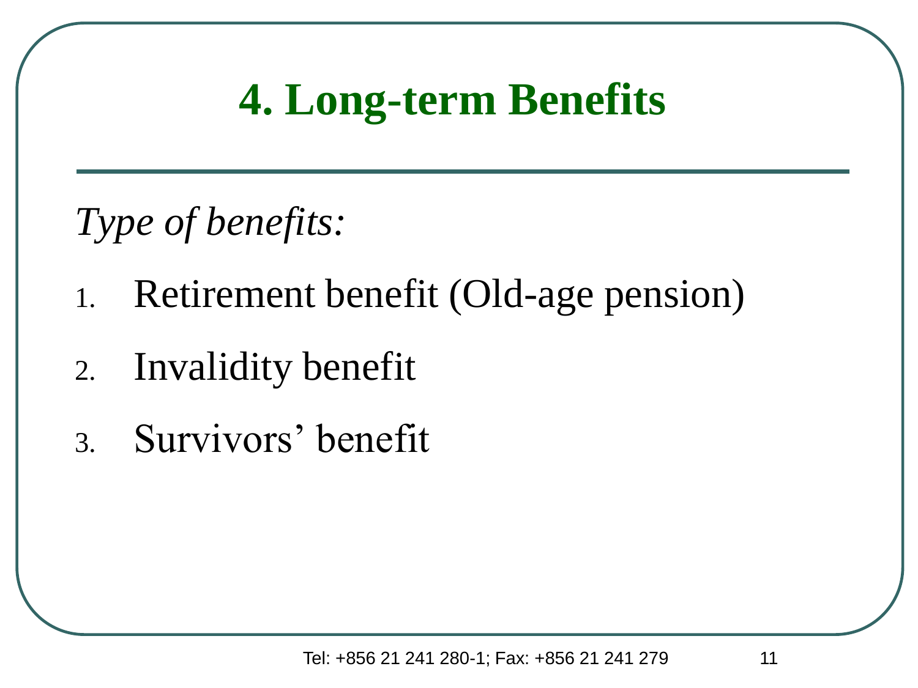# 4. Long-term Benefits

*Type of benefits:*

1. Retirement benefit (Old-age pension)
2. Invalidity benefit
3. Survivors' benefit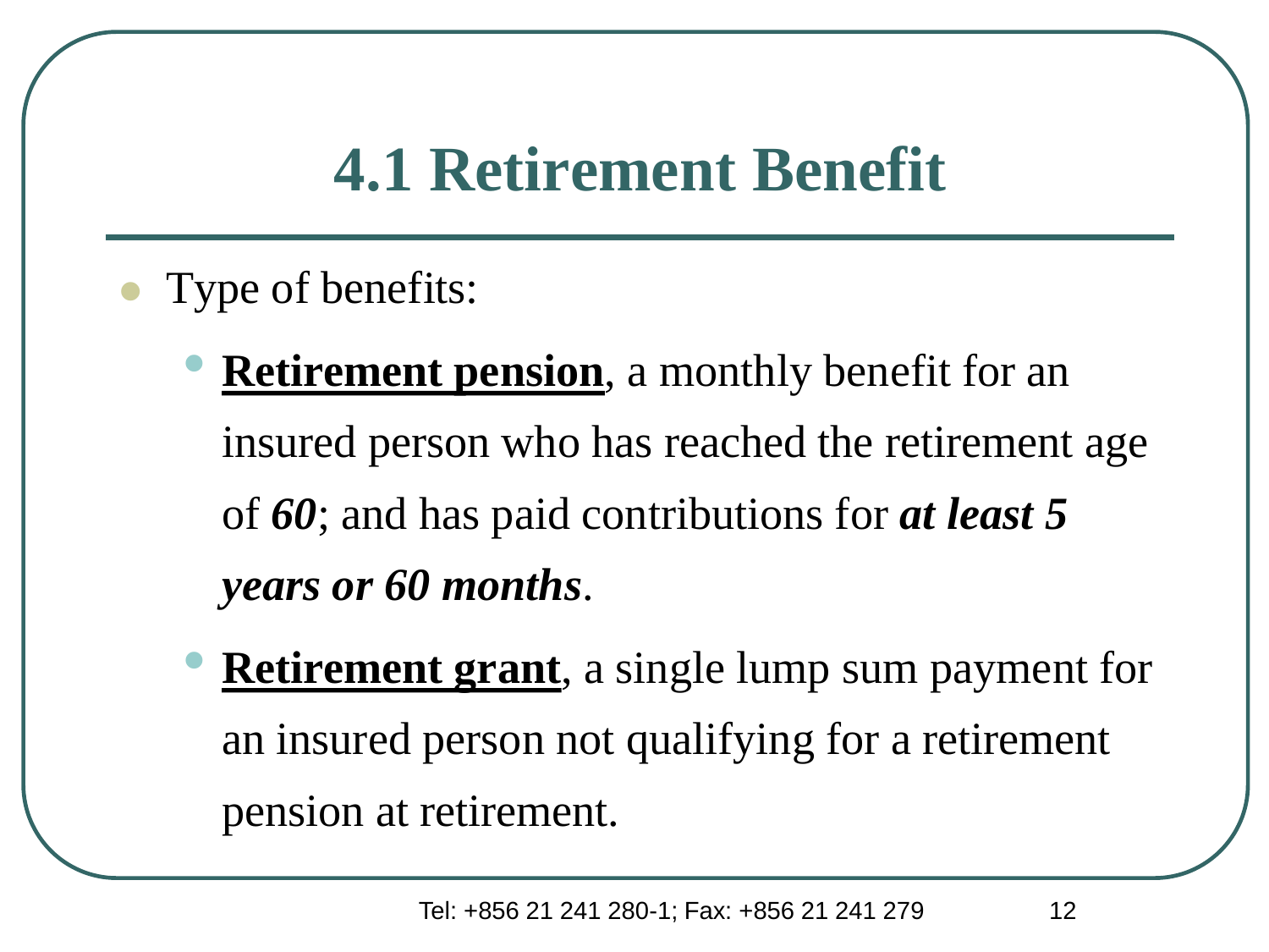# 4.1 Retirement Benefit

- Type of benefits:
  - **Retirement pension**, a monthly benefit for an insured person who has reached the retirement age of ***60***; and has paid contributions for ***at least 5 years or 60 months***.
  - **Retirement grant**, a single lump sum payment for an insured person not qualifying for a retirement pension at retirement.

Tel: +856 21 241 280-1; Fax: +856 21 241 279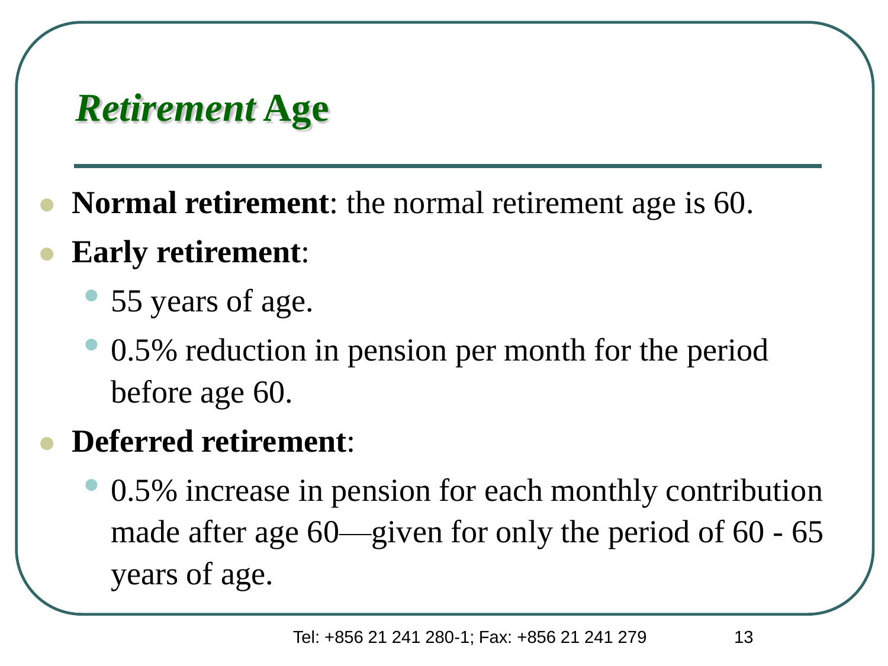# *Retirement* Age

- **Normal retirement**: the normal retirement age is 60.
- **Early retirement**:
  - 55 years of age.
  - 0.5% reduction in pension per month for the period before age 60.
- **Deferred retirement**:
  - 0.5% increase in pension for each monthly contribution made after age 60—given for only the period of 60 - 65 years of age.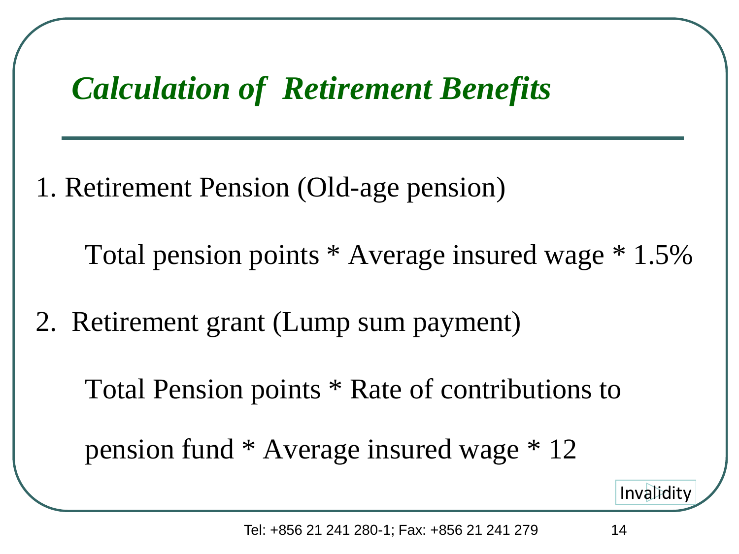## *Calculation of Retirement Benefits*

1. Retirement Pension (Old-age pension)

   Total pension points * Average insured wage * 1.5%

2. Retirement grant (Lump sum payment)

   Total Pension points * Rate of contributions to pension fund * Average insured wage * 12

Invalidity

Tel: +856 21 241 280-1; Fax: +856 21 241 279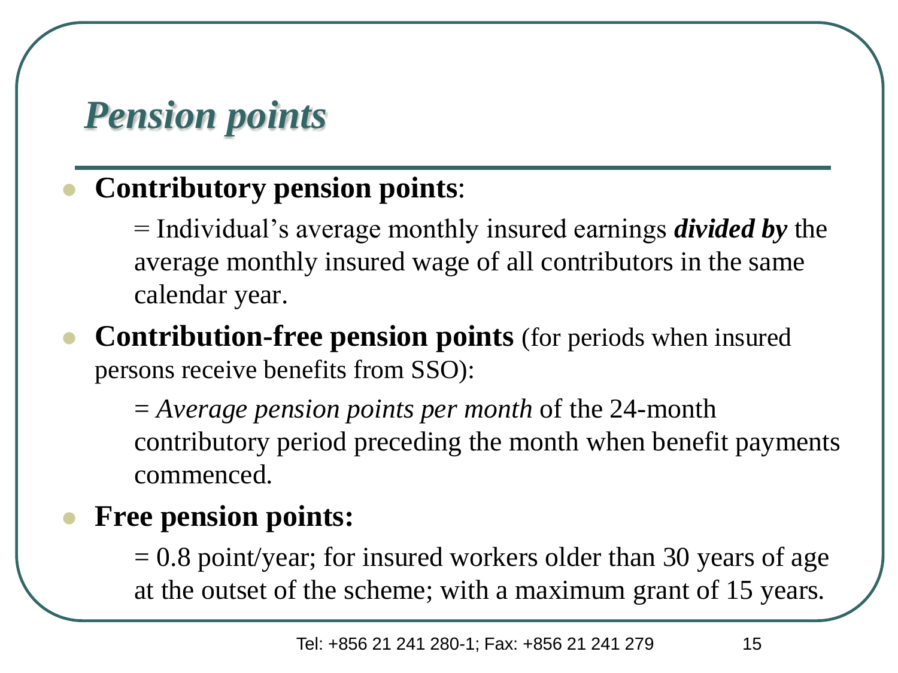# *Pension points*

- **Contributory pension points**:

  = Individual's average monthly insured earnings ***divided by*** the average monthly insured wage of all contributors in the same calendar year.

- **Contribution-free pension points** (for periods when insured persons receive benefits from SSO):

  = *Average pension points per month* of the 24-month contributory period preceding the month when benefit payments commenced.

- **Free pension points:**

  = 0.8 point/year; for insured workers older than 30 years of age at the outset of the scheme; with a maximum grant of 15 years.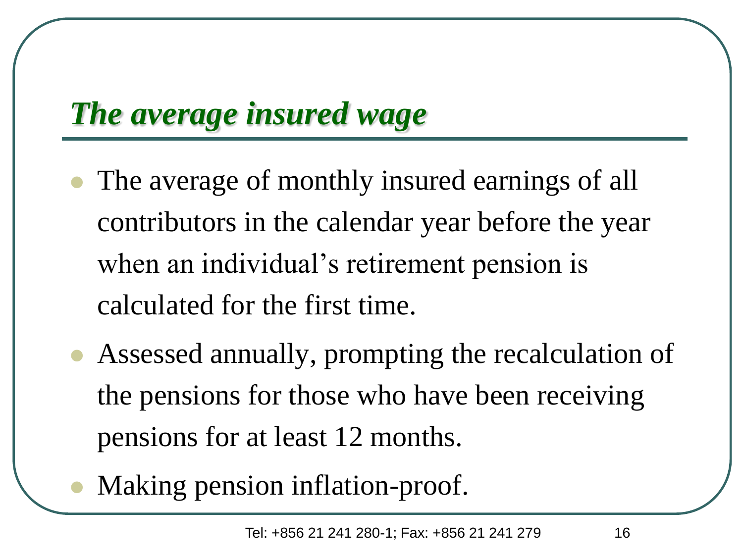## *The average insured wage*

- The average of monthly insured earnings of all contributors in the calendar year before the year when an individual's retirement pension is calculated for the first time.
- Assessed annually, prompting the recalculation of the pensions for those who have been receiving pensions for at least 12 months.
- Making pension inflation-proof.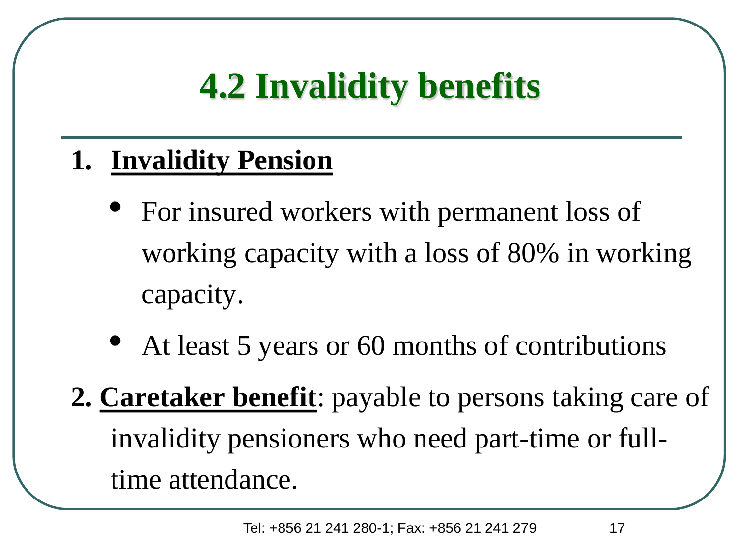# 4.2 Invalidity benefits

1. **Invalidity Pension**
   - For insured workers with permanent loss of working capacity with a loss of 80% in working capacity.
   - At least 5 years or 60 months of contributions

2. **Caretaker benefit**: payable to persons taking care of invalidity pensioners who need part-time or full-time attendance.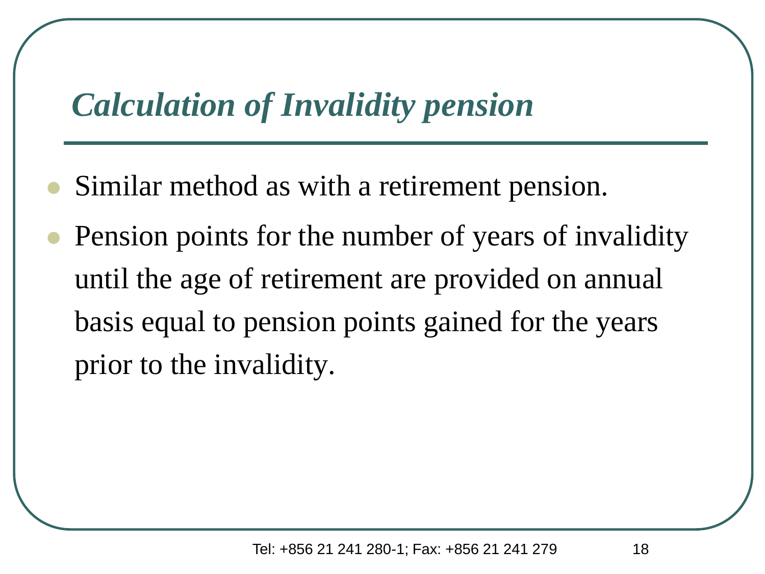# *Calculation of Invalidity pension*

- Similar method as with a retirement pension.
- Pension points for the number of years of invalidity until the age of retirement are provided on annual basis equal to pension points gained for the years prior to the invalidity.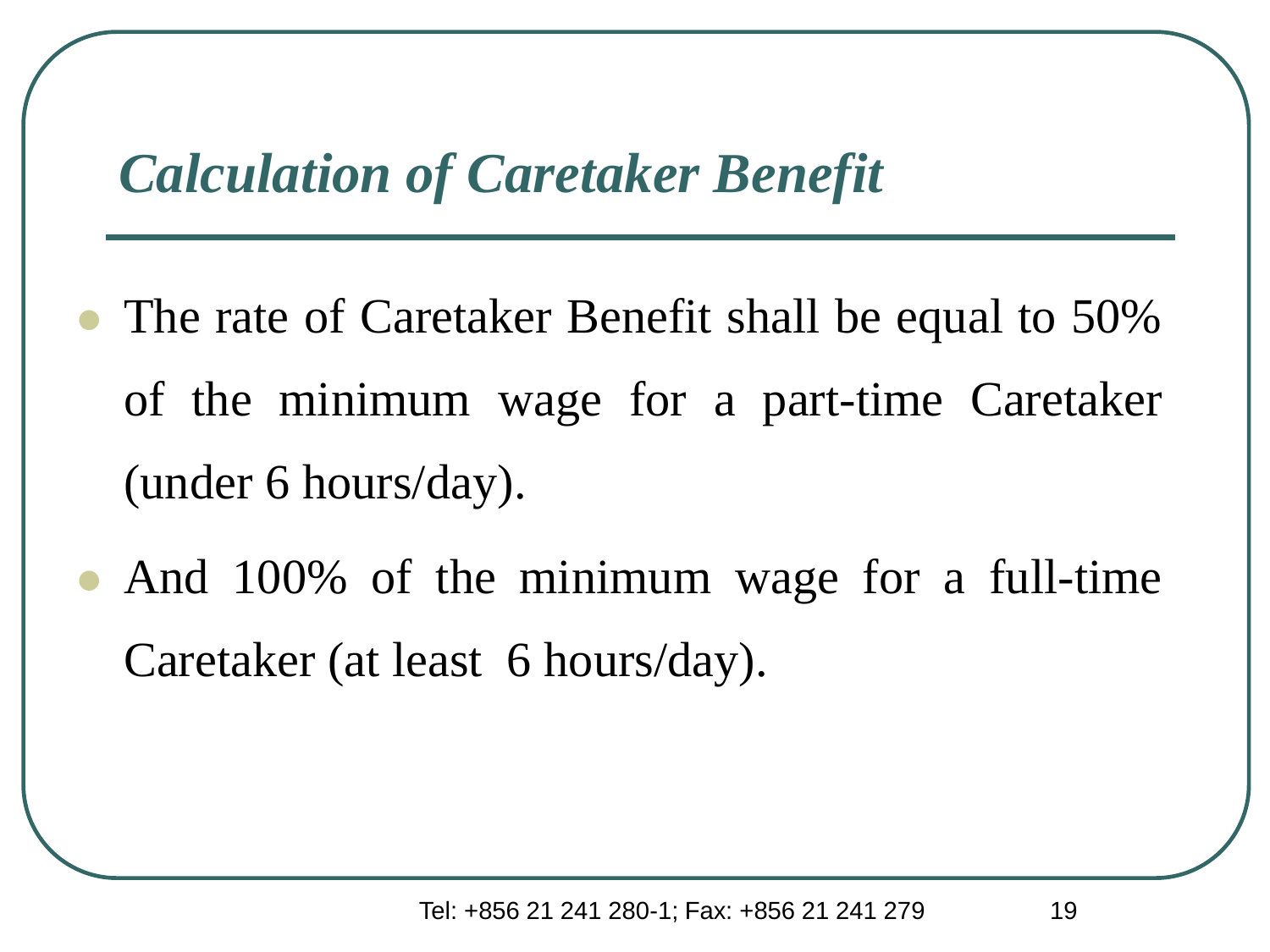## *Calculation of Caretaker Benefit*

- The rate of Caretaker Benefit shall be equal to 50% of the minimum wage for a part-time Caretaker (under 6 hours/day).
- And 100% of the minimum wage for a full-time Caretaker (at least 6 hours/day).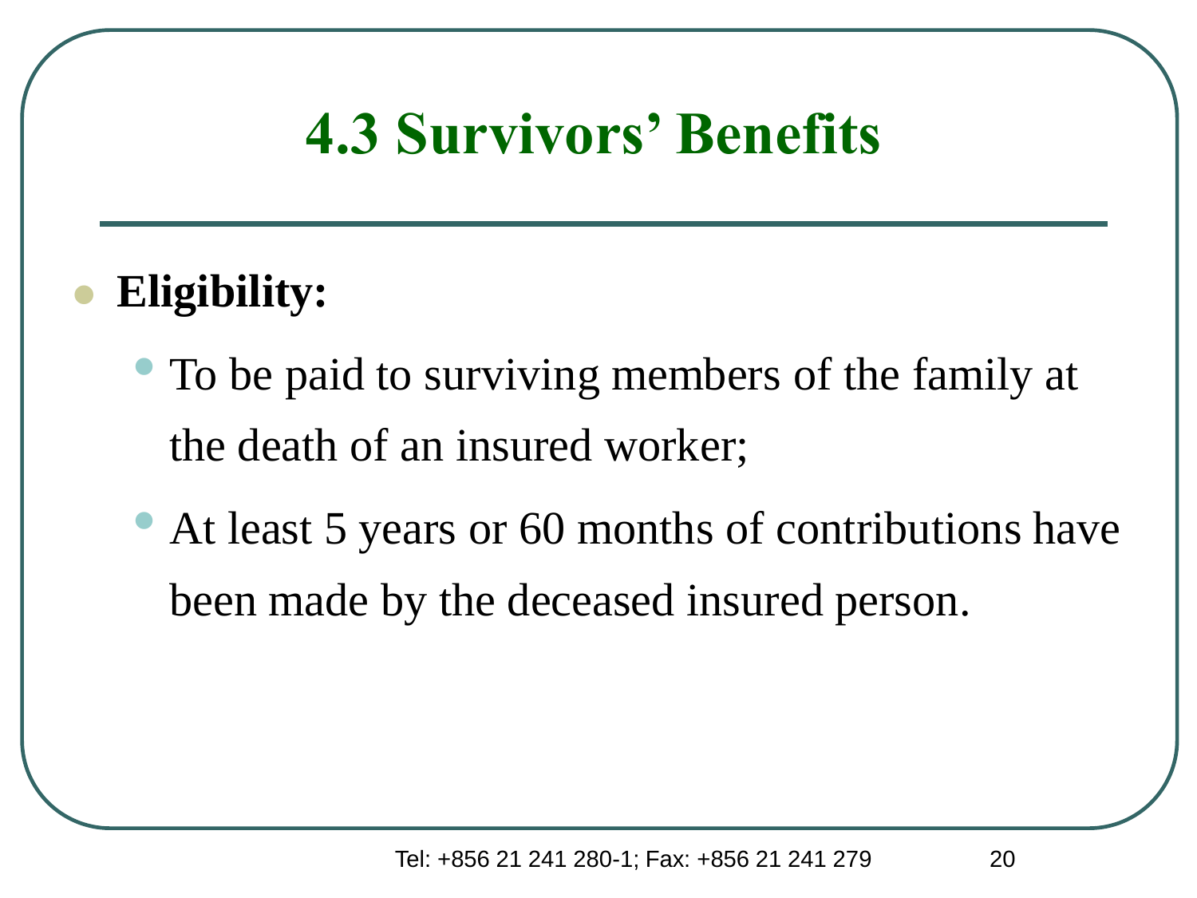# 4.3 Survivors' Benefits

- **Eligibility:**
  - To be paid to surviving members of the family at the death of an insured worker;
  - At least 5 years or 60 months of contributions have been made by the deceased insured person.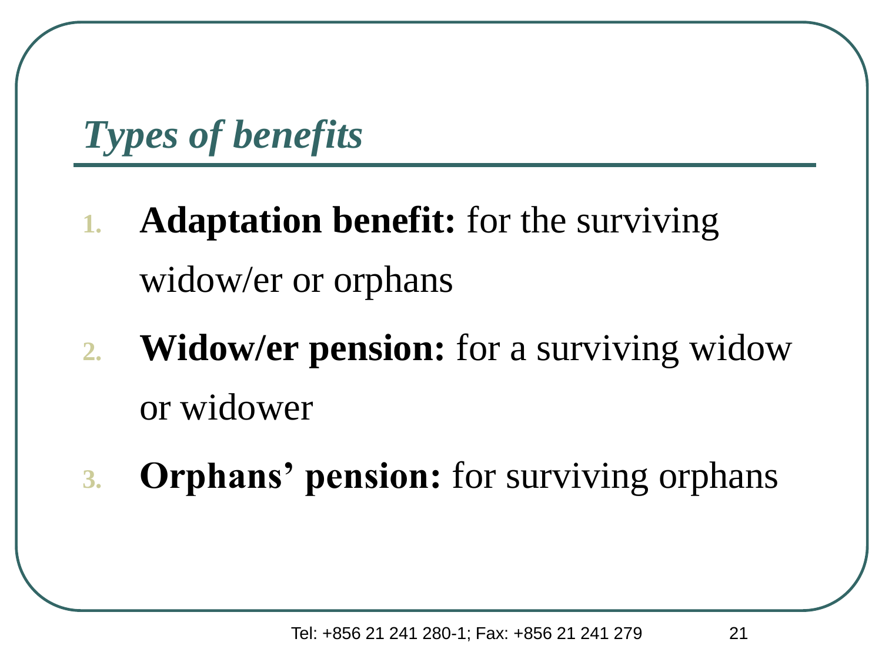## *Types of benefits*

1. **Adaptation benefit:** for the surviving widow/er or orphans
2. **Widow/er pension:** for a surviving widow or widower
3. **Orphans' pension:** for surviving orphans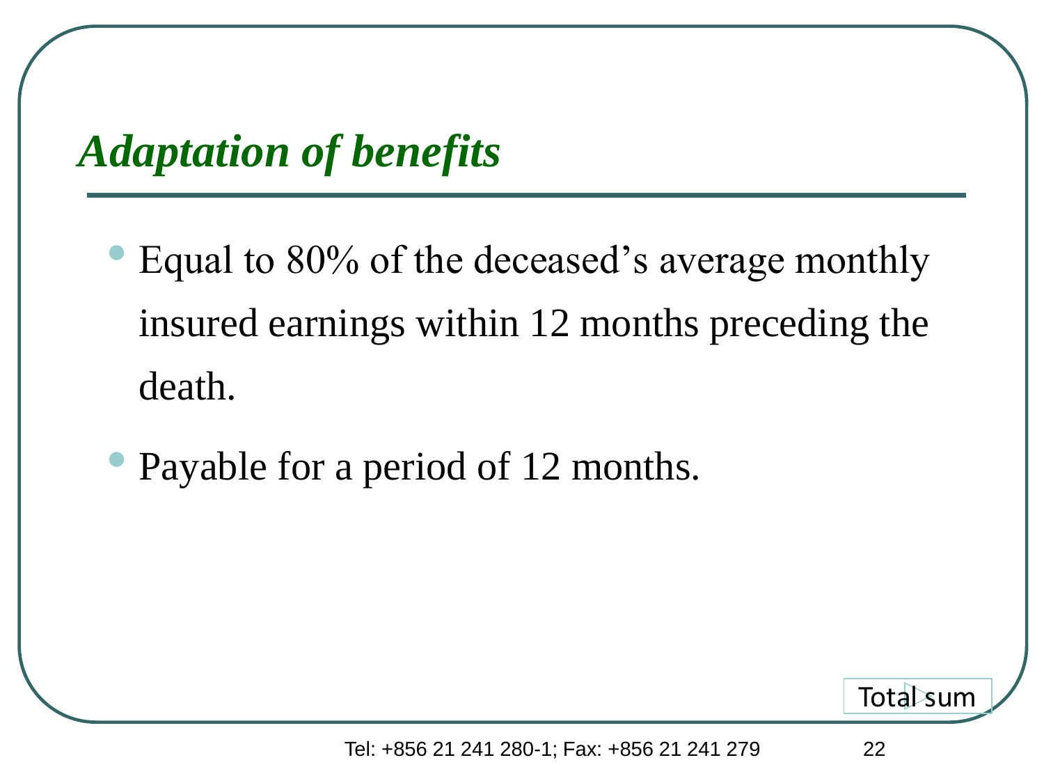## *Adaptation of benefits*

- Equal to 80% of the deceased's average monthly insured earnings within 12 months preceding the death.
- Payable for a period of 12 months.

Total sum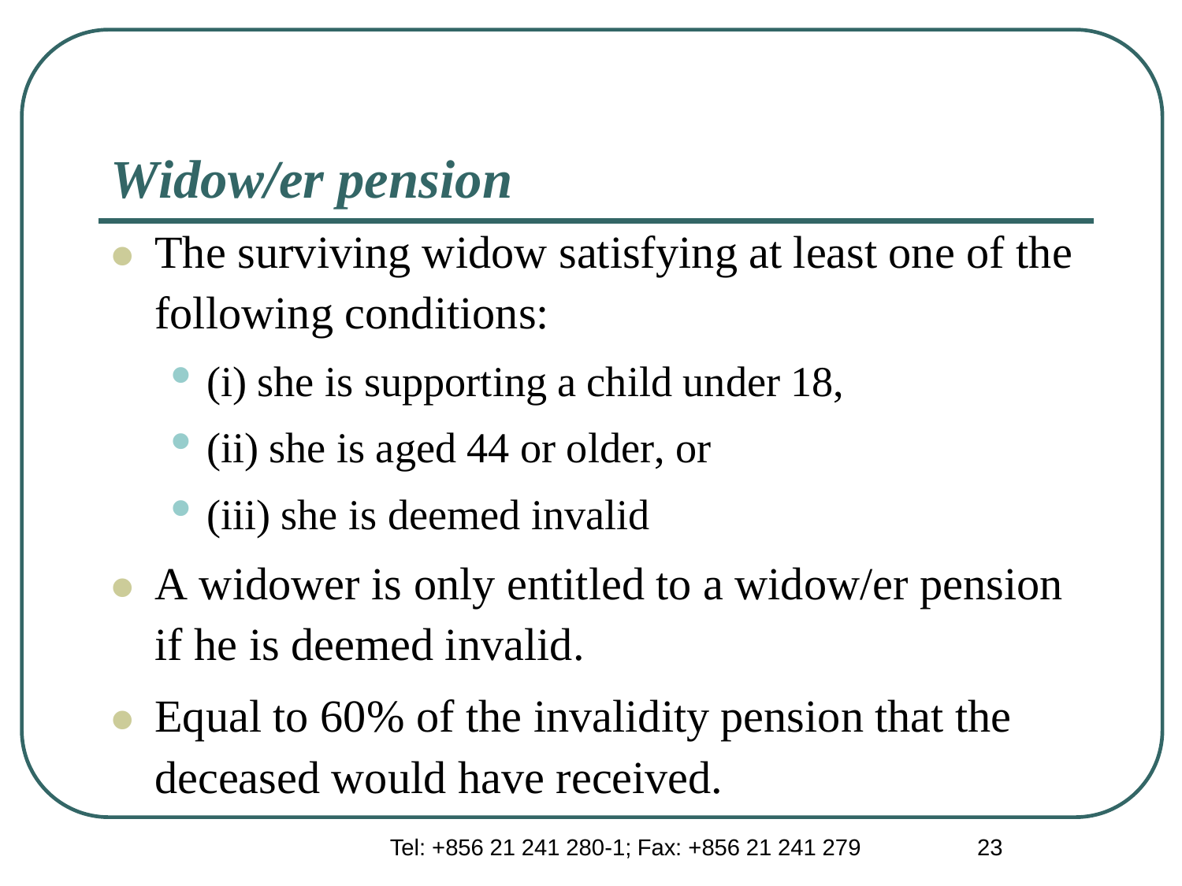## *Widow/er pension*

- The surviving widow satisfying at least one of the following conditions:
  - (i) she is supporting a child under 18,
  - (ii) she is aged 44 or older, or
  - (iii) she is deemed invalid
- A widower is only entitled to a widow/er pension if he is deemed invalid.
- Equal to 60% of the invalidity pension that the deceased would have received.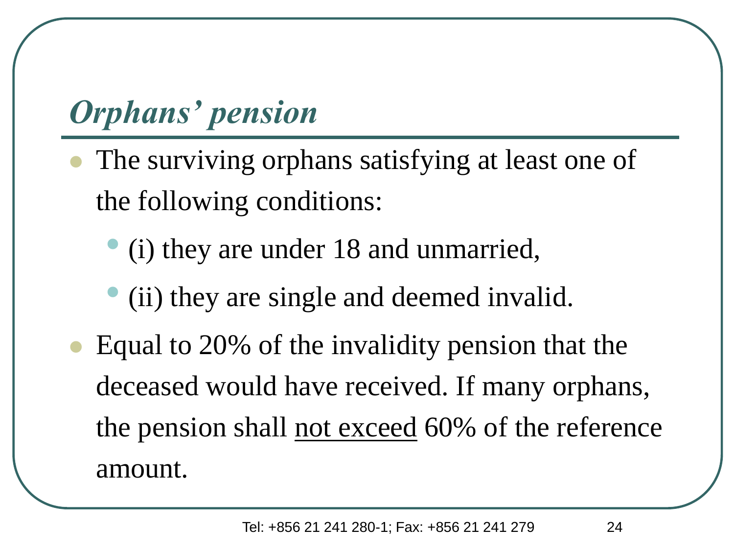## *Orphans' pension*

- The surviving orphans satisfying at least one of the following conditions:
  - (i) they are under 18 and unmarried,
  - (ii) they are single and deemed invalid.
- Equal to 20% of the invalidity pension that the deceased would have received. If many orphans, the pension shall <u>not exceed</u> 60% of the reference amount.

Tel: +856 21 241 280-1; Fax: +856 21 241 279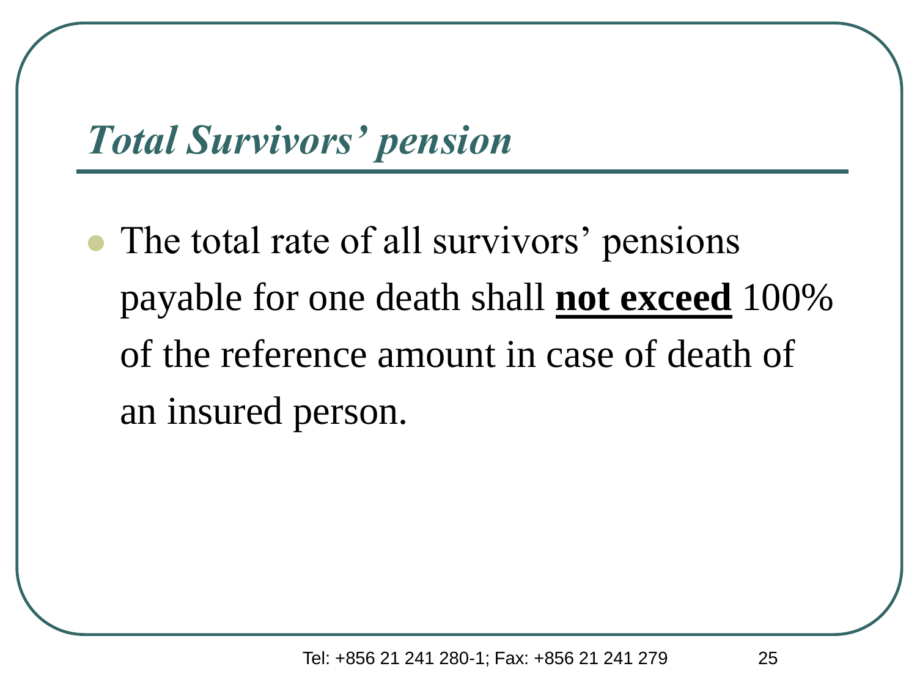## *Total Survivors' pension*

- The total rate of all survivors' pensions payable for one death shall **<u>not exceed</u>** 100% of the reference amount in case of death of an insured person.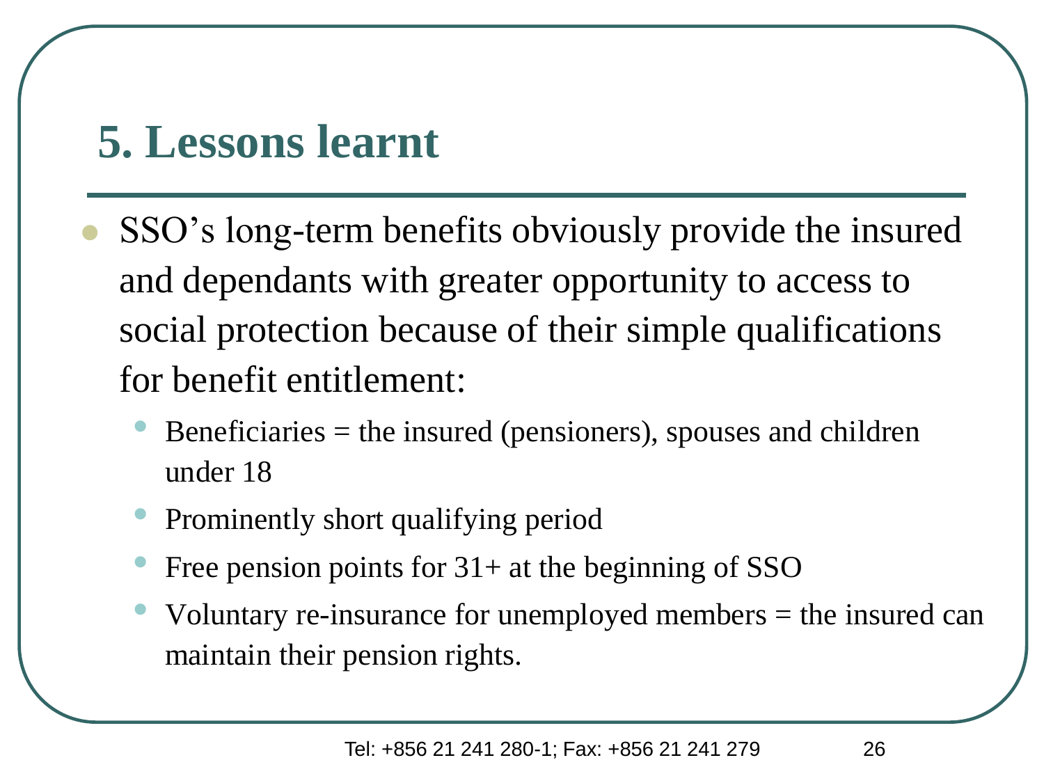## 5. Lessons learnt

- SSO’s long-term benefits obviously provide the insured and dependants with greater opportunity to access to social protection because of their simple qualifications for benefit entitlement:
  - Beneficiaries = the insured (pensioners), spouses and children under 18
  - Prominently short qualifying period
  - Free pension points for 31+ at the beginning of SSO
  - Voluntary re-insurance for unemployed members = the insured can maintain their pension rights.

Tel: +856 21 241 280-1; Fax: +856 21 241 279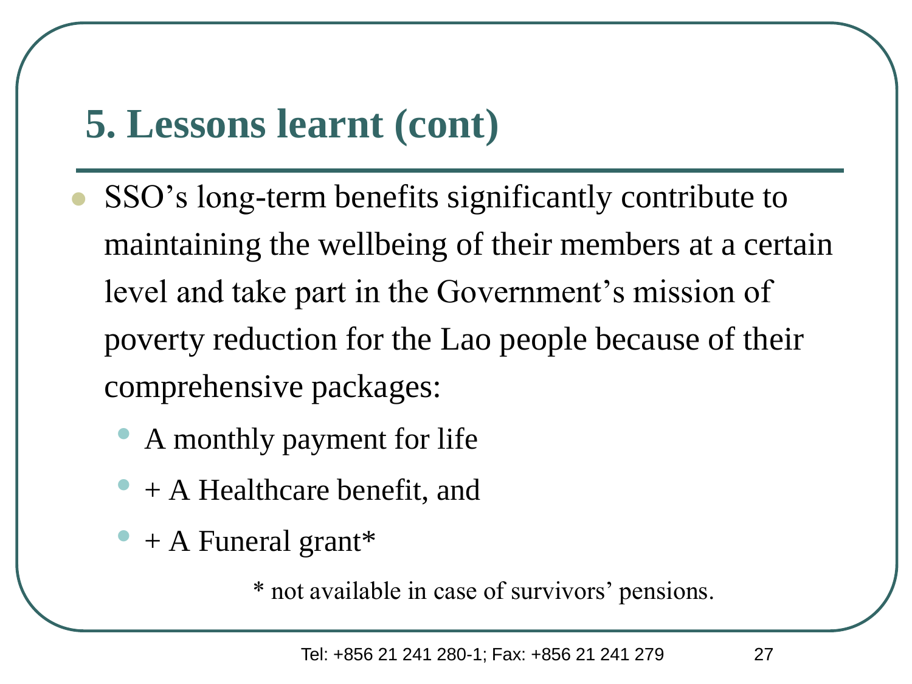## 5. Lessons learnt (cont)

- SSO's long-term benefits significantly contribute to maintaining the wellbeing of their members at a certain level and take part in the Government's mission of poverty reduction for the Lao people because of their comprehensive packages:
  - A monthly payment for life
  - + A Healthcare benefit, and
  - + A Funeral grant*

\* not available in case of survivors' pensions.

Tel: +856 21 241 280-1; Fax: +856 21 241 279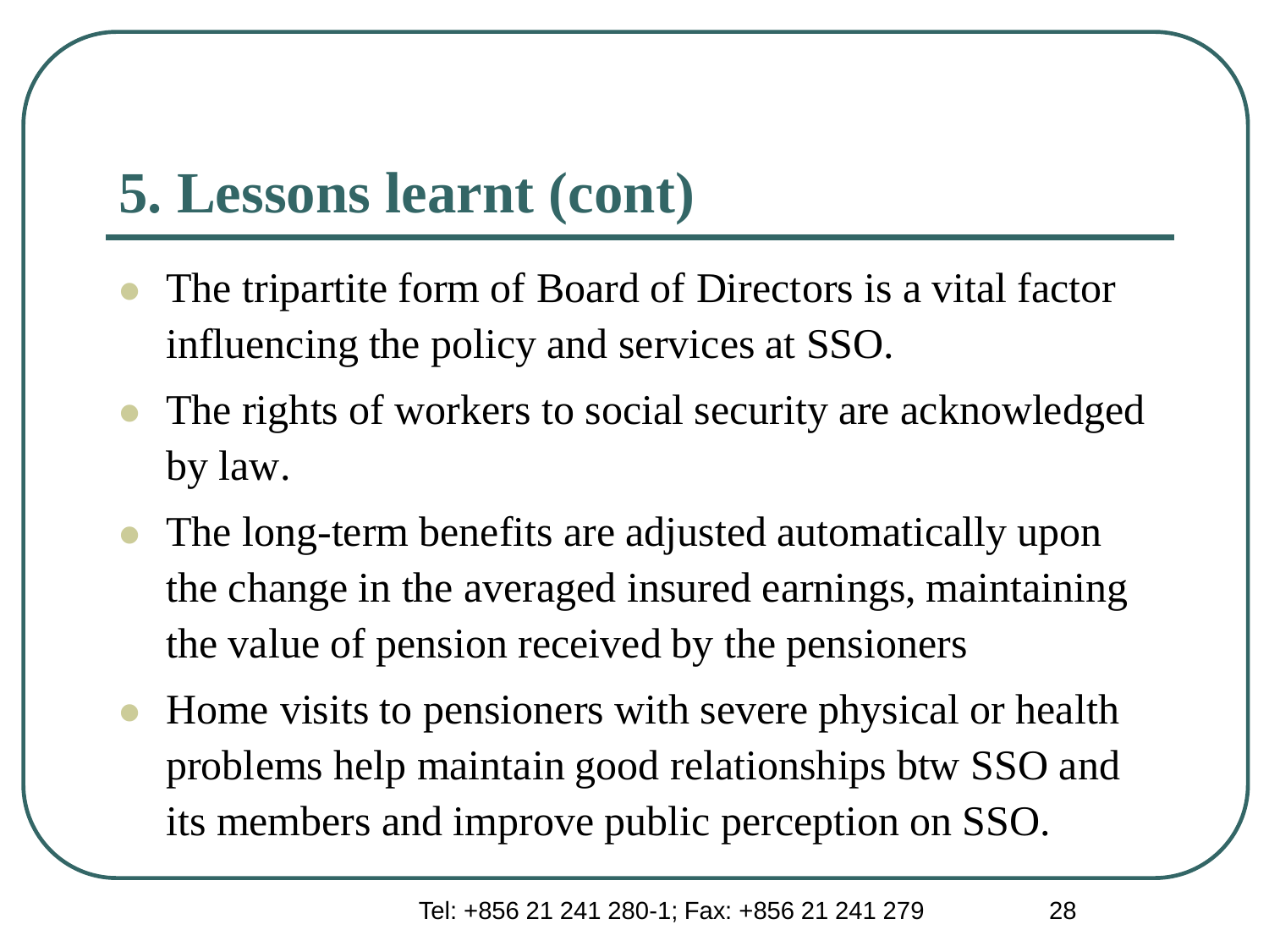# 5. Lessons learnt (cont)

- The tripartite form of Board of Directors is a vital factor influencing the policy and services at SSO.
- The rights of workers to social security are acknowledged by law.
- The long-term benefits are adjusted automatically upon the change in the averaged insured earnings, maintaining the value of pension received by the pensioners
- Home visits to pensioners with severe physical or health problems help maintain good relationships btw SSO and its members and improve public perception on SSO.

Tel: +856 21 241 280-1; Fax: +856 21 241 279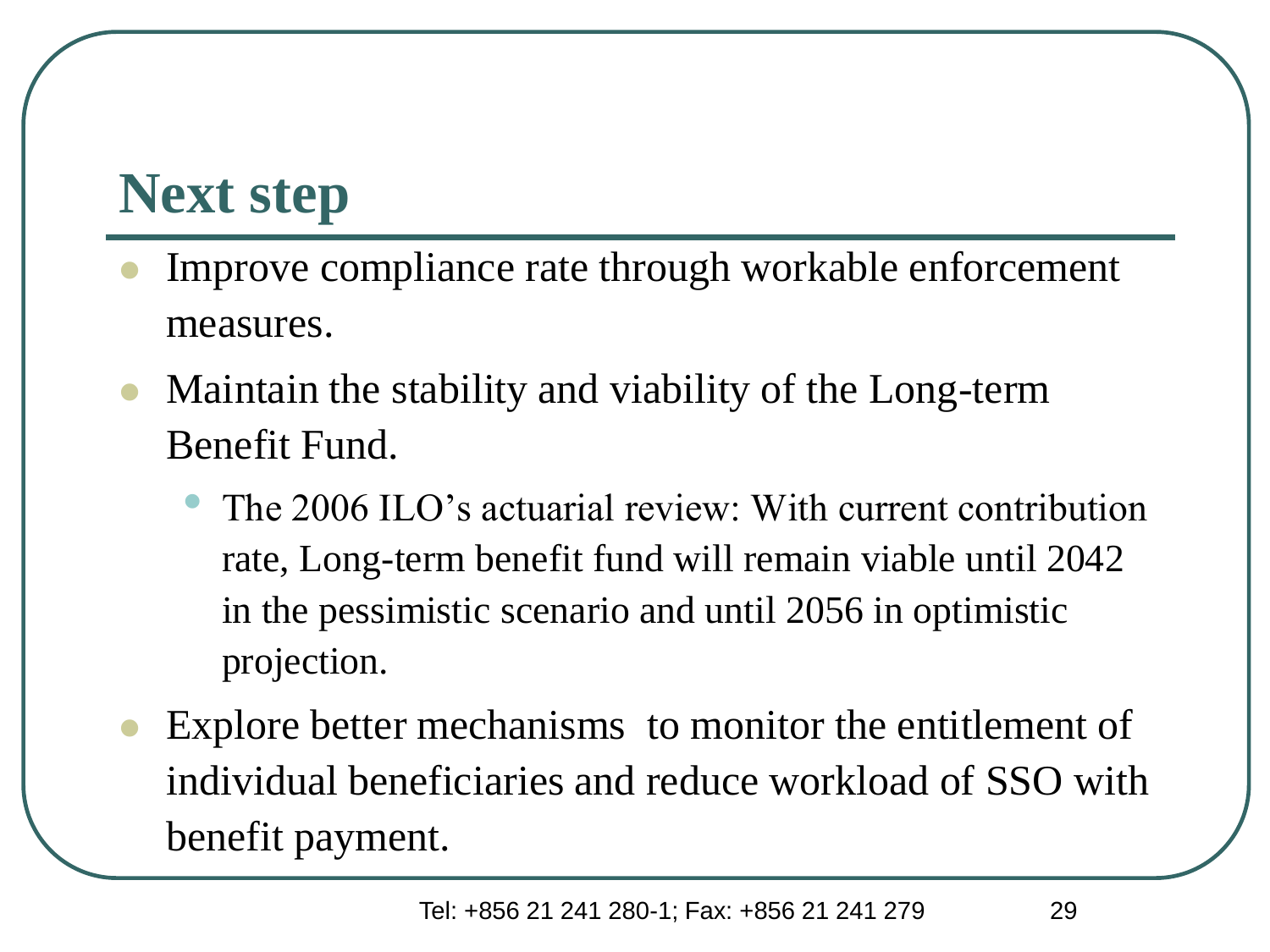# Next step

- Improve compliance rate through workable enforcement measures.
- Maintain the stability and viability of the Long-term Benefit Fund.
  - The 2006 ILO's actuarial review: With current contribution rate, Long-term benefit fund will remain viable until 2042 in the pessimistic scenario and until 2056 in optimistic projection.
- Explore better mechanisms to monitor the entitlement of individual beneficiaries and reduce workload of SSO with benefit payment.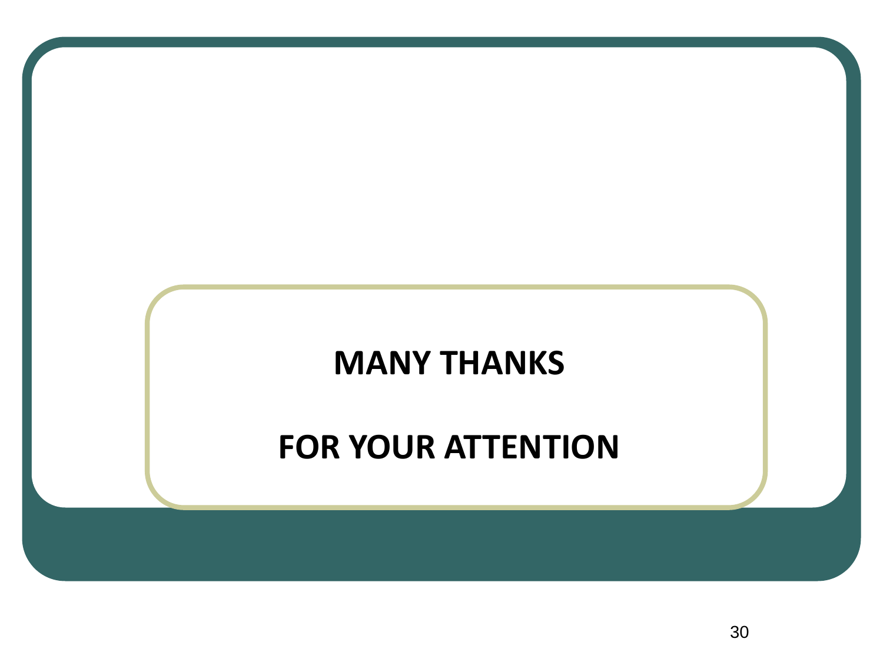**MANY THANKS**

**FOR YOUR ATTENTION**